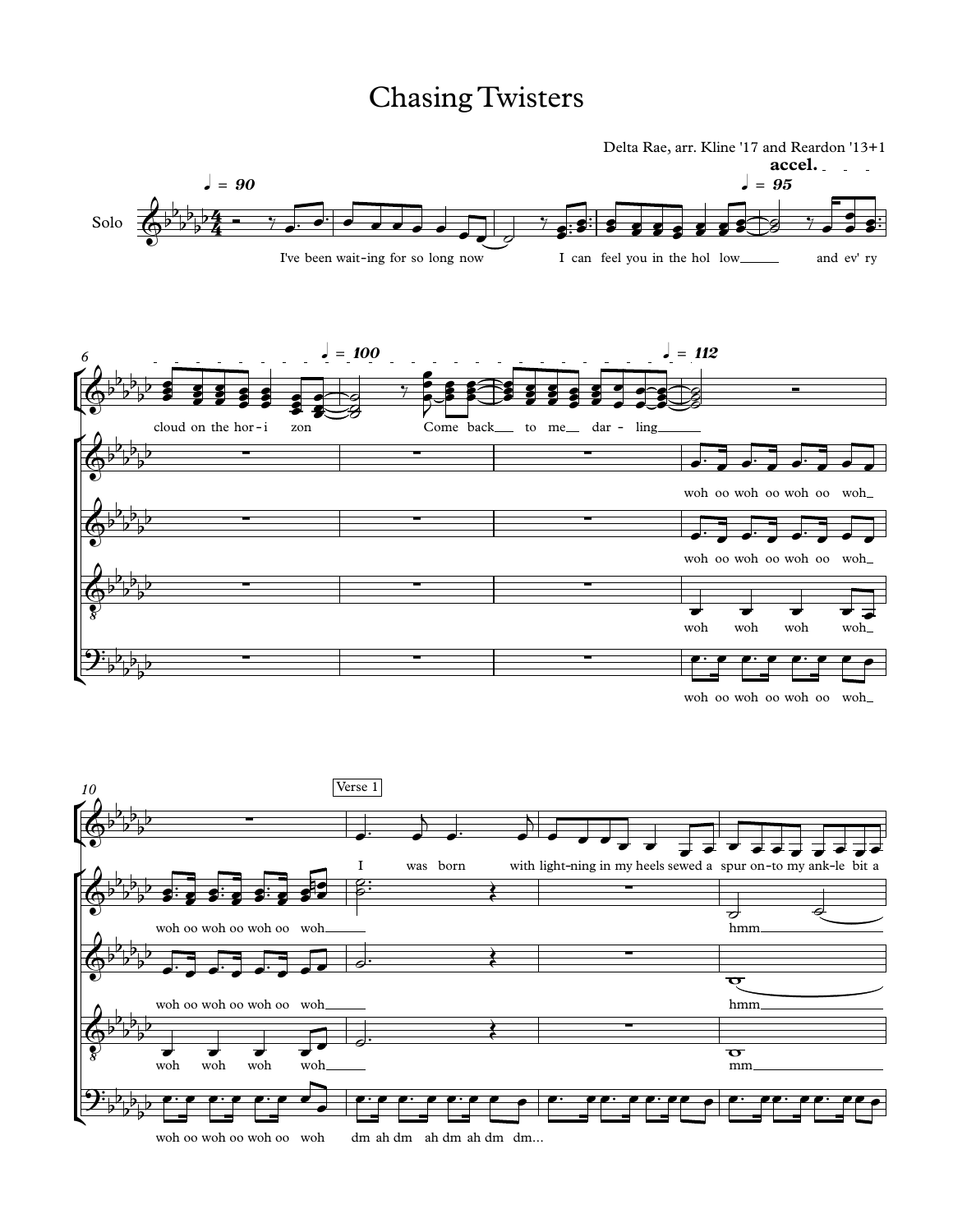# Chasing Twisters

Delta Rae, arr. Kline '17 and Reardon '13+1

♩ = 90 — accel. ♩ = 95 — ♩ = 100 — ♩ = 112

Solo

I've been wait-ing for so long now I can feel you in the hol low and ev' ry cloud on the hor-i zon Come back to me dar-ling

woh oo woh oo woh oo woh woh oo woh oo woh oo woh

woh oo woh oo woh oo woh woh oo woh oo woh oo woh

woh woh woh woh woh woh woh woh

woh oo woh oo woh oo woh woh oo woh oo woh oo woh

Verse 1

I was born with light-ning in my heels sewed a spur on-to my ank-le bit a

hmm

hmm

mm

dm ah dm ah dm ah dm dm...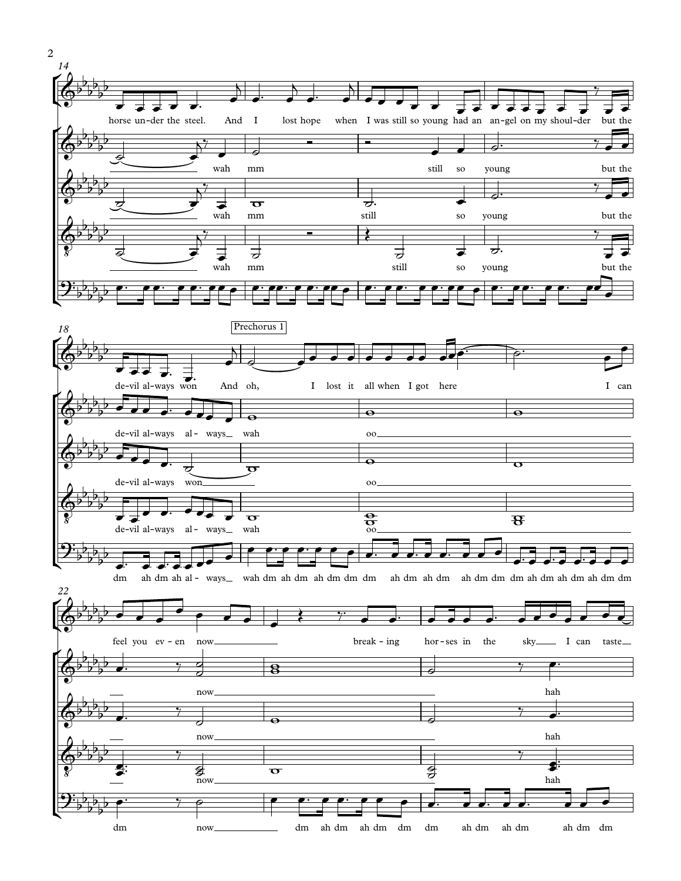14

horse un-der the steel. And I lost hope when I was still so young had an an-gel on my shoul-der but the

wah mm still so young but the

wah mm still so young but the

wah mm still so young but the

18

Prechorus 1

de-vil al-ways won And oh, I lost it all when I got here I can

de-vil al-ways al-ways wah oo

de-vil al-ways won oo

de-vil al-ways al-ways wah oo

dm ah dm ah al-ways wah dm ah dm ah dm dm dm ah dm ah dm ah dm dm dm ah dm ah dm ah dm dm

22

feel you ev-en now break-ing hor-ses in the sky I can taste

now hah

now hah

now hah

dm now dm ah dm ah dm dm dm ah dm ah dm ah dm dm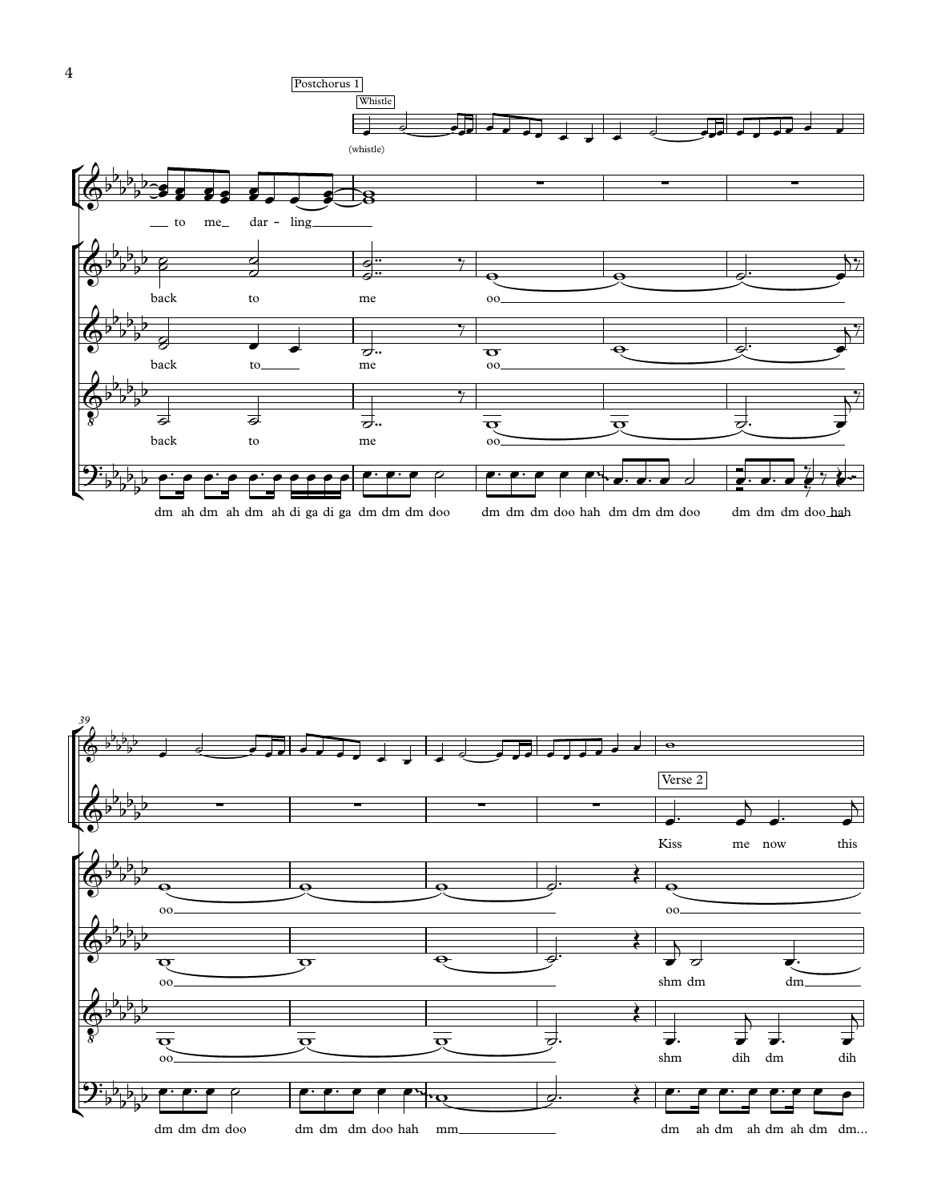Postchorus 1

Whistle

(whistle)

— to me— dar - ling—

back to me oo—

back to— me oo—

back to me oo—

dm ah dm ah dm ah di ga di ga dm dm dm doo dm dm dm doo hah dm dm dm doo dm dm dm doo hah

39

Verse 2

Kiss me now this

oo—

oo—

oo— shm dm dm—

oo— shm dih dm dih

dm dm dm doo dm dm dm doo hah mm— dm ah dm ah dm ah dm dm...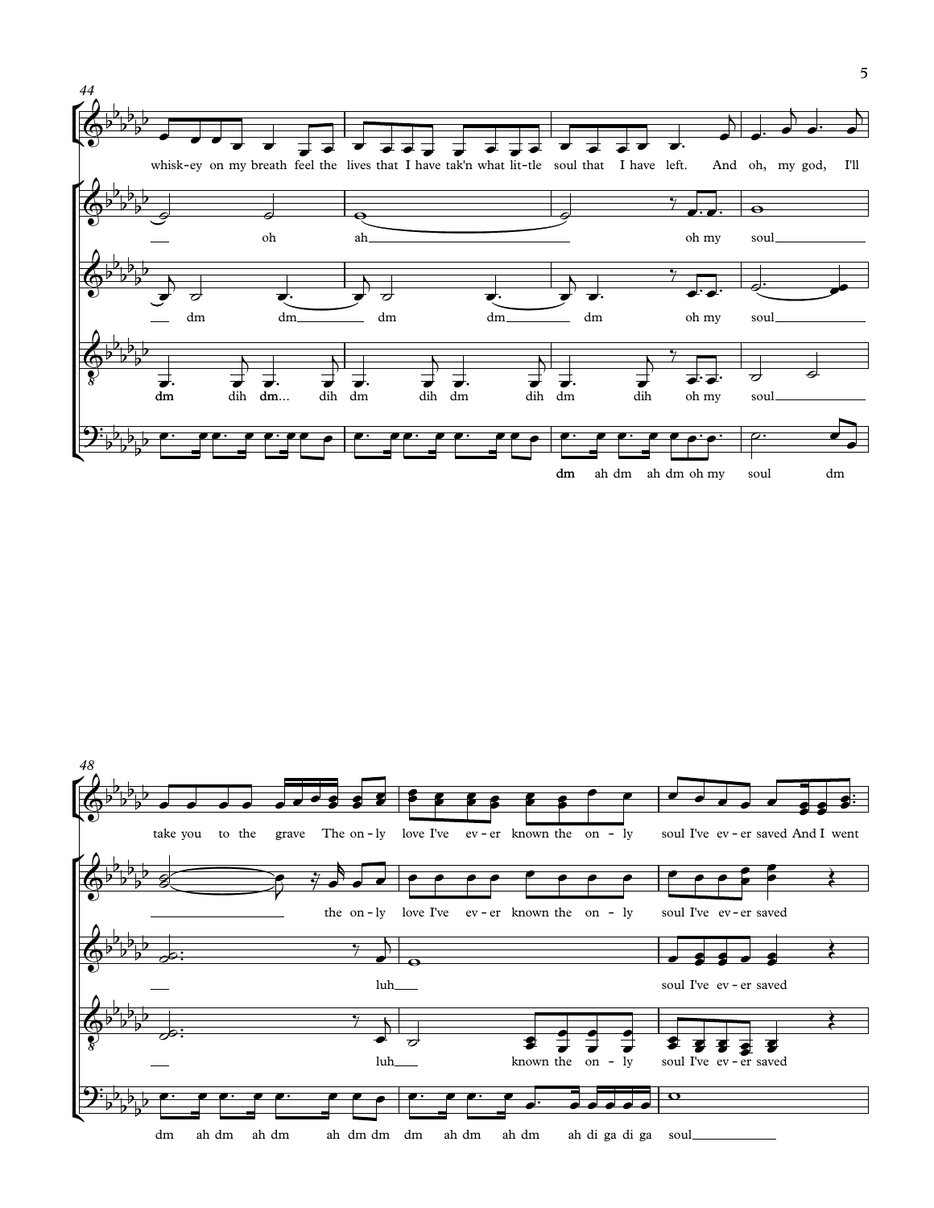44

whisk-ey on my breath feel the lives that I have tak'n what lit-tle soul that I have left. And oh, my god, I'll

oh ah oh my soul

dm dm dm dm dm oh my soul

dm dih dm... dih dm dih dm dih dm dih oh my soul

dm ah dm ah dm oh my soul dm

48

take you to the grave The on-ly love I've ev-er known the on-ly soul I've ev-er saved And I went

the on-ly love I've ev-er known the on-ly soul I've ev-er saved

luh soul I've ev-er saved

luh known the on-ly soul I've ev-er saved

dm ah dm ah dm ah dm dm dm ah dm ah dm ah di ga di ga soul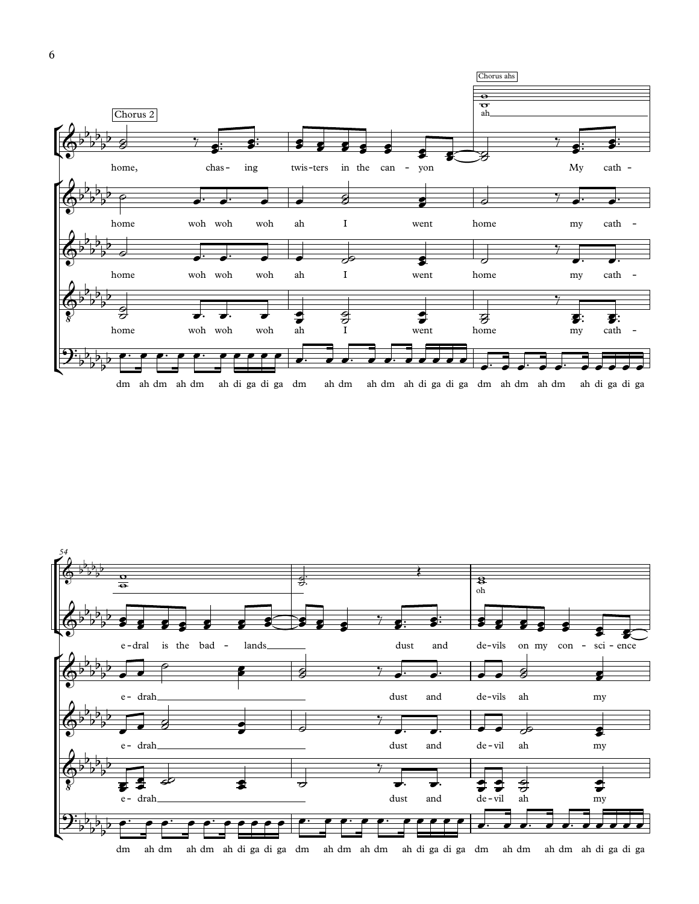Chorus 2

Chorus ahs

ah

home, chas - ing twis-ters in the can - yon My cath -

home woh woh woh ah I went home my cath -

home woh woh woh ah I went home my cath -

home woh woh woh ah I went home my cath -

dm ah dm ah dm ah di ga di ga dm ah dm ah dm ah di ga di ga dm ah dm ah dm ah di ga di ga

54

oh

e - dral is the bad - lands dust and de - vils on my con - sci - ence

e - drah dust and de - vils ah my

e - drah dust and de - vil ah my

e - drah dust and de - vil ah my

dm ah dm ah dm ah di ga di ga dm ah dm ah dm ah di ga di ga dm ah dm ah dm ah di ga di ga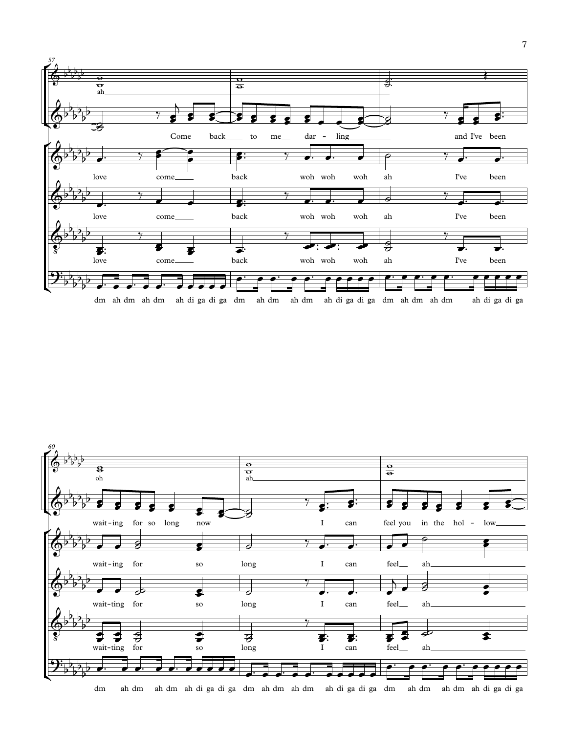57

ah

Come back to me dar - ling and I've been

love come back woh woh woh ah I've been

love come back woh woh woh ah I've been

love come back woh woh woh ah I've been

dm ah dm ah dm ah di ga di ga dm ah dm ah dm ah di ga di ga dm ah dm ah dm ah di ga di ga

60

oh ah

wait - ing for so long now I can feel you in the hol - low

wait - ing for so long I can feel ah

wait - ting for so long I can feel ah

wait - ting for so long I can feel ah

dm ah dm ah dm ah di ga di ga dm ah dm ah dm ah di ga di ga dm ah dm ah dm ah di ga di ga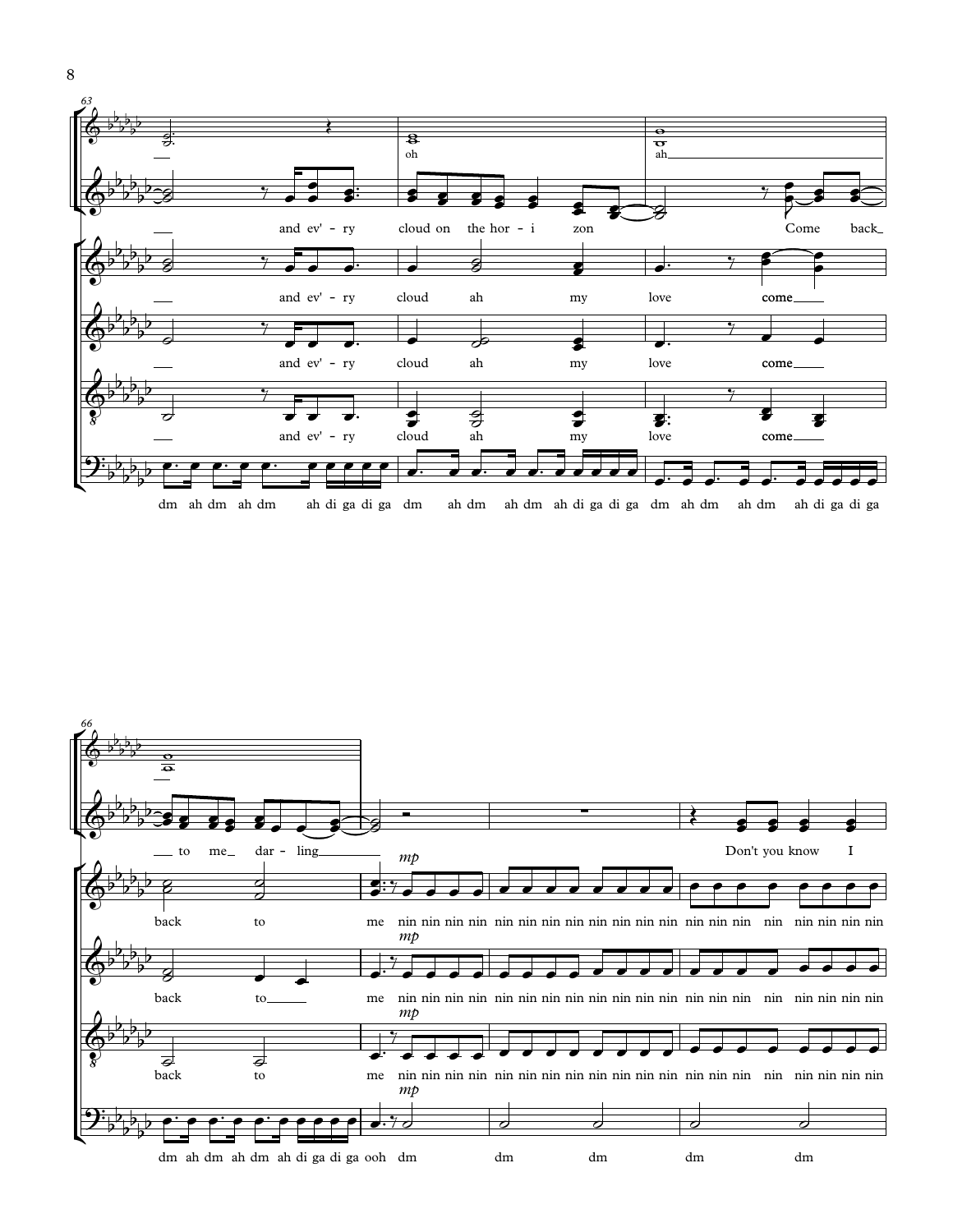63

—
oh
ah

— and ev' - ry cloud on the hor - i zon Come back

— and ev' - ry cloud ah my love come

— and ev' - ry cloud ah my love come

— and ev' - ry cloud ah my love come

dm ah dm ah dm ah di ga di ga dm ah dm ah dm ah di ga di ga dm ah dm ah dm ah di ga di ga

66

—

— to me dar - ling Don't you know I

*mp*

back to me nin nin nin nin nin nin nin nin nin nin nin nin nin nin nin nin nin nin nin nin

*mp*

back to me nin nin nin nin nin nin nin nin nin nin nin nin nin nin nin nin nin nin nin nin

*mp*

back to me nin nin nin nin nin nin nin nin nin nin nin nin nin nin nin nin nin nin nin nin

*mp*

dm ah dm ah dm ah di ga di ga ooh dm dm dm dm dm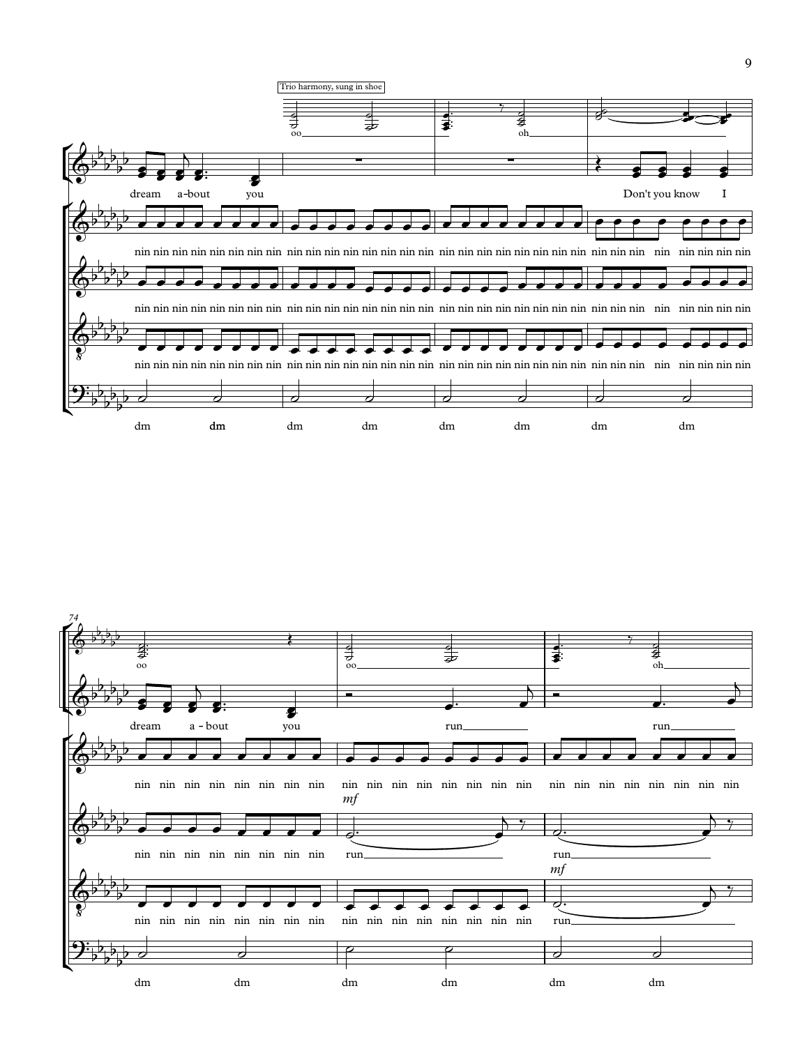Trio harmony, sung in shoe

oo oh

dream a-bout you

Don't you know I

nin nin nin nin nin nin nin nin nin nin nin nin nin nin nin nin nin nin nin nin nin nin nin nin nin nin nin nin nin nin nin nin

nin nin nin nin nin nin nin nin nin nin nin nin nin nin nin nin nin nin nin nin nin nin nin nin nin nin nin nin nin nin nin nin

nin nin nin nin nin nin nin nin nin nin nin nin nin nin nin nin nin nin nin nin nin nin nin nin nin nin nin nin nin nin nin nin

dm dm dm dm dm dm dm dm

74

oo oo oh

dream a-bout you run run

nin nin nin nin nin nin nin nin nin nin nin nin nin nin nin nin nin nin nin nin nin nin nin nin

*mf*

nin nin nin nin nin nin nin nin run run

*mf*

nin nin nin nin nin nin nin nin nin nin nin nin nin nin nin nin run

dm dm dm dm dm dm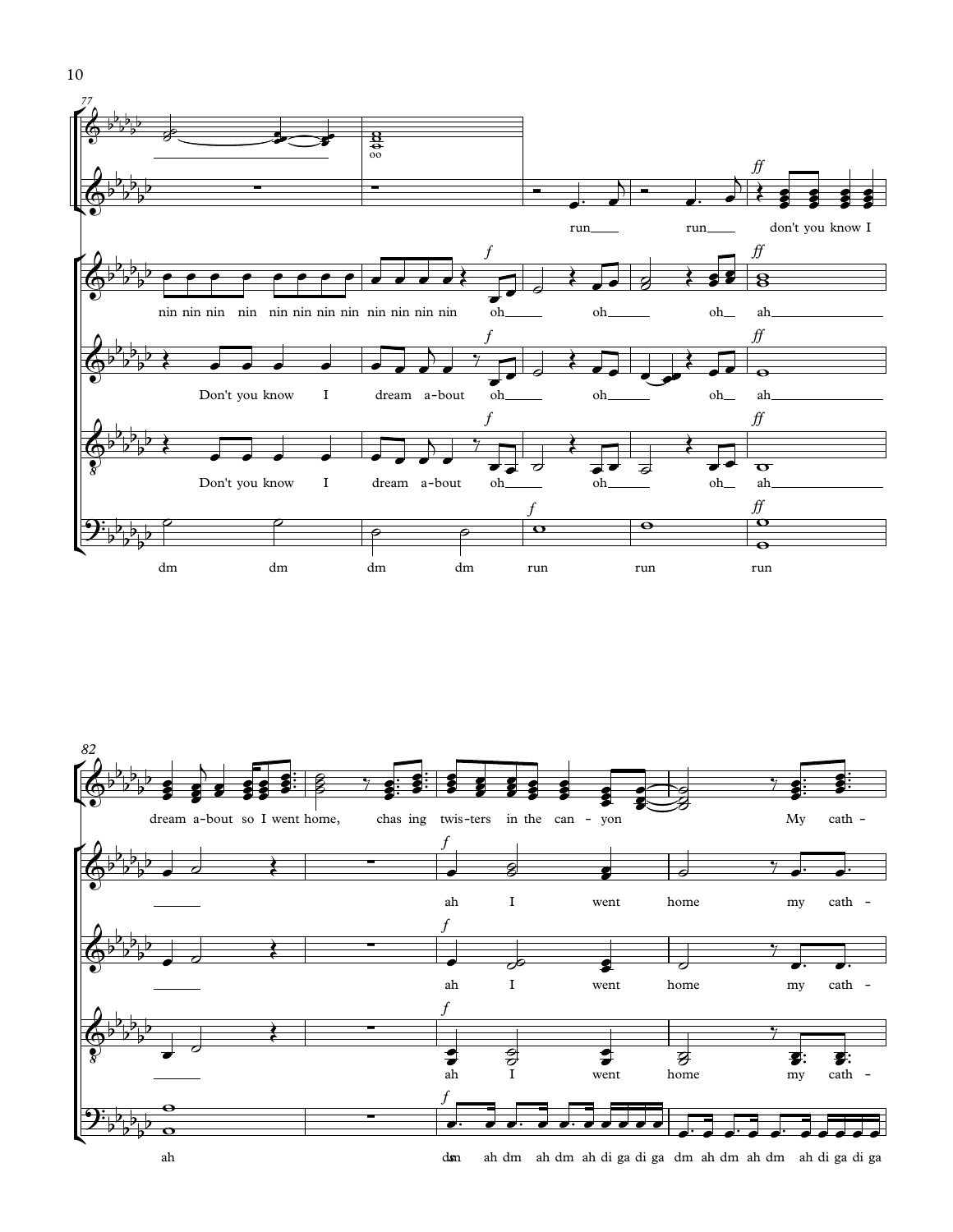77

oo

run run don't you know I

nin nin nin nin nin nin nin nin nin nin nin nin oh oh oh ah

Don't you know I dream a-bout oh oh oh ah

Don't you know I dream a-bout oh oh oh ah

dm dm dm dm run run run

82

dream a-bout so I went home, chas ing twis-ters in the can - yon My cath -

ah I went home my cath -

ah I went home my cath -

ah I went home my cath -

ah dm ah dm ah dm ah di ga di ga dm ah dm ah dm ah di ga di ga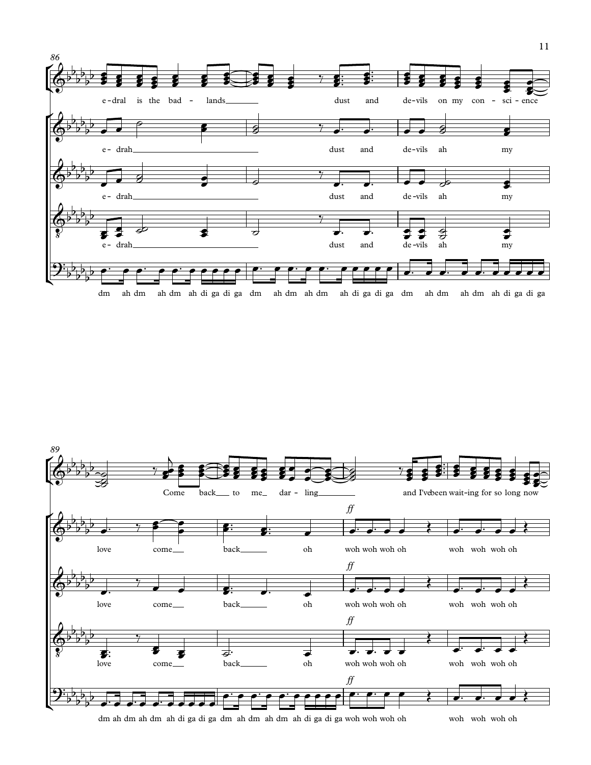86

e - dral is the bad - lands dust and de - vils on my con - sci - ence

e - drah dust and de - vils ah my

e - drah dust and de - vils ah my

e - drah dust and de - vils ah my

dm ah dm ah dm ah di ga di ga dm ah dm ah dm ah di ga di ga dm ah dm ah dm ah di ga di ga

89

Come back to me dar - ling and I've been wait - ing for so long now

*ff*

love come back oh woh woh woh oh woh woh woh oh

*ff*

love come back oh woh woh woh oh woh woh woh oh

*ff*

love come back oh woh woh woh oh woh woh woh oh

*ff*

dm ah dm ah dm ah di ga di ga dm ah dm ah dm ah di ga di ga woh woh woh oh woh woh woh oh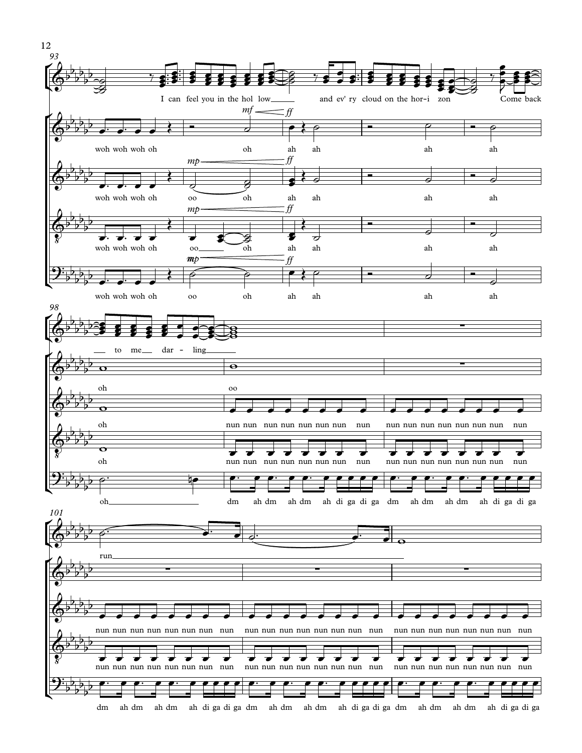93

I can feel you in the hol low ___ and ev' ry cloud on the hor - i zon Come back

*mf* — *ff*

woh woh woh oh oh ah ah ah ah

*mp* — *ff*

woh woh woh oh oo oh ah ah ah ah

*mp* — *ff*

woh woh woh oh oo ___ oh ah ah ah ah

*mp* — *ff*

woh woh woh oh oo oh ah ah ah ah

98

___ to me ___ dar - ling ___

oh oo

oh nun nun nun nun nun nun nun nun nun nun nun nun nun nun nun nun

oh nun nun nun nun nun nun nun nun nun nun nun nun nun nun nun nun

oh ___ dm ah dm ah dm ah di ga di ga dm ah dm ah dm ah di ga di ga

101

run ___

nun nun nun nun nun nun nun nun nun nun nun nun nun nun nun nun nun nun nun nun nun nun nun nun

nun nun nun nun nun nun nun nun nun nun nun nun nun nun nun nun nun nun nun nun nun nun nun nun

dm ah dm ah dm ah di ga di ga dm ah dm ah dm ah di ga di ga dm ah dm ah dm ah di ga di ga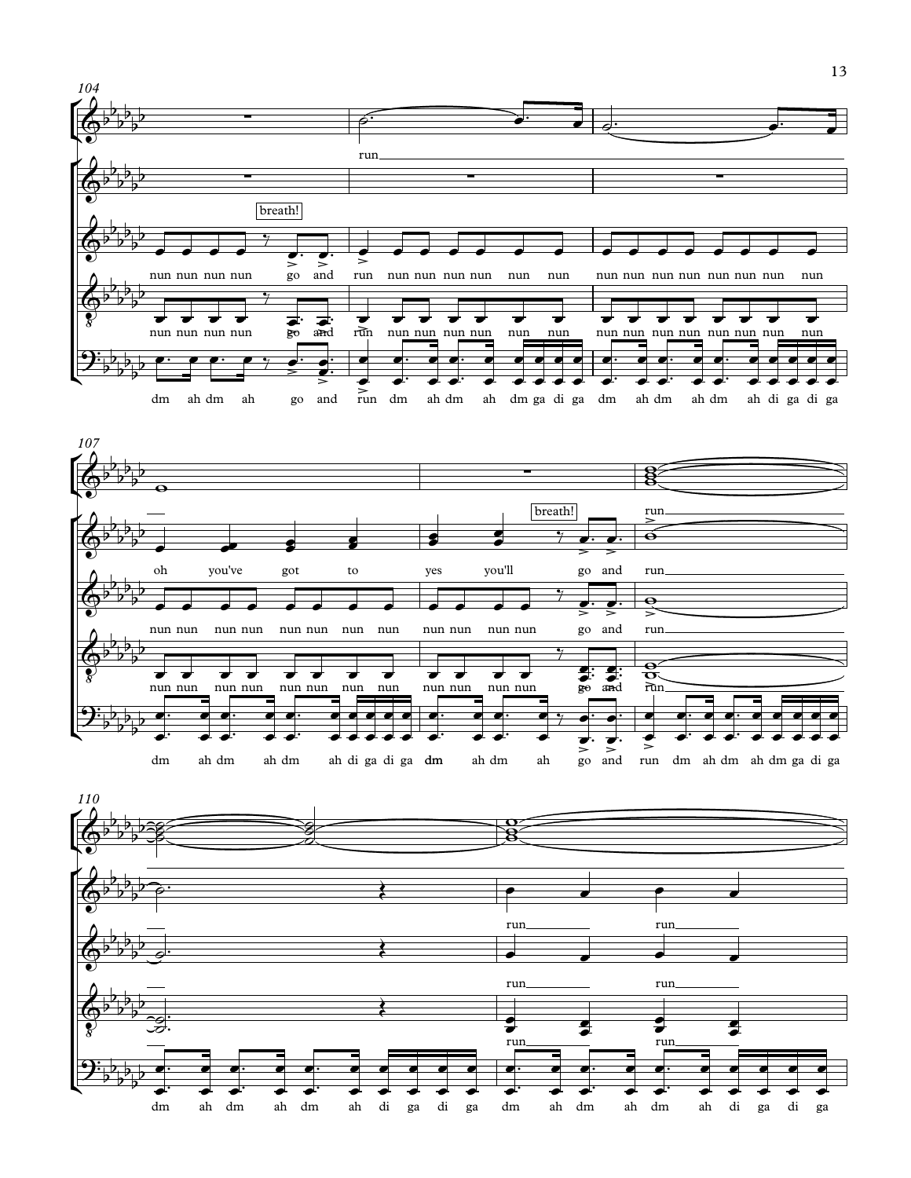104

run

breath!

nun nun nun nun go and run nun nun nun nun nun nun nun nun nun nun nun nun nun nun

nun nun nun nun go and run nun nun nun nun nun nun nun nun nun nun nun nun nun nun

dm ah dm ah go and run dm ah dm ah dm ga di ga dm ah dm ah dm ah di ga di ga

107

oh you've got to yes you'll go and run

breath!

nun nun nun nun nun nun nun nun nun nun nun nun go and run

nun nun nun nun nun nun nun nun nun nun nun nun go and run

dm ah dm ah dm ah di ga di ga dm ah dm ah go and run dm ah dm ah dm ga di ga

run

110

run run

run run

run run

run run

dm ah dm ah dm ah di ga di ga dm ah dm ah dm ah di ga di ga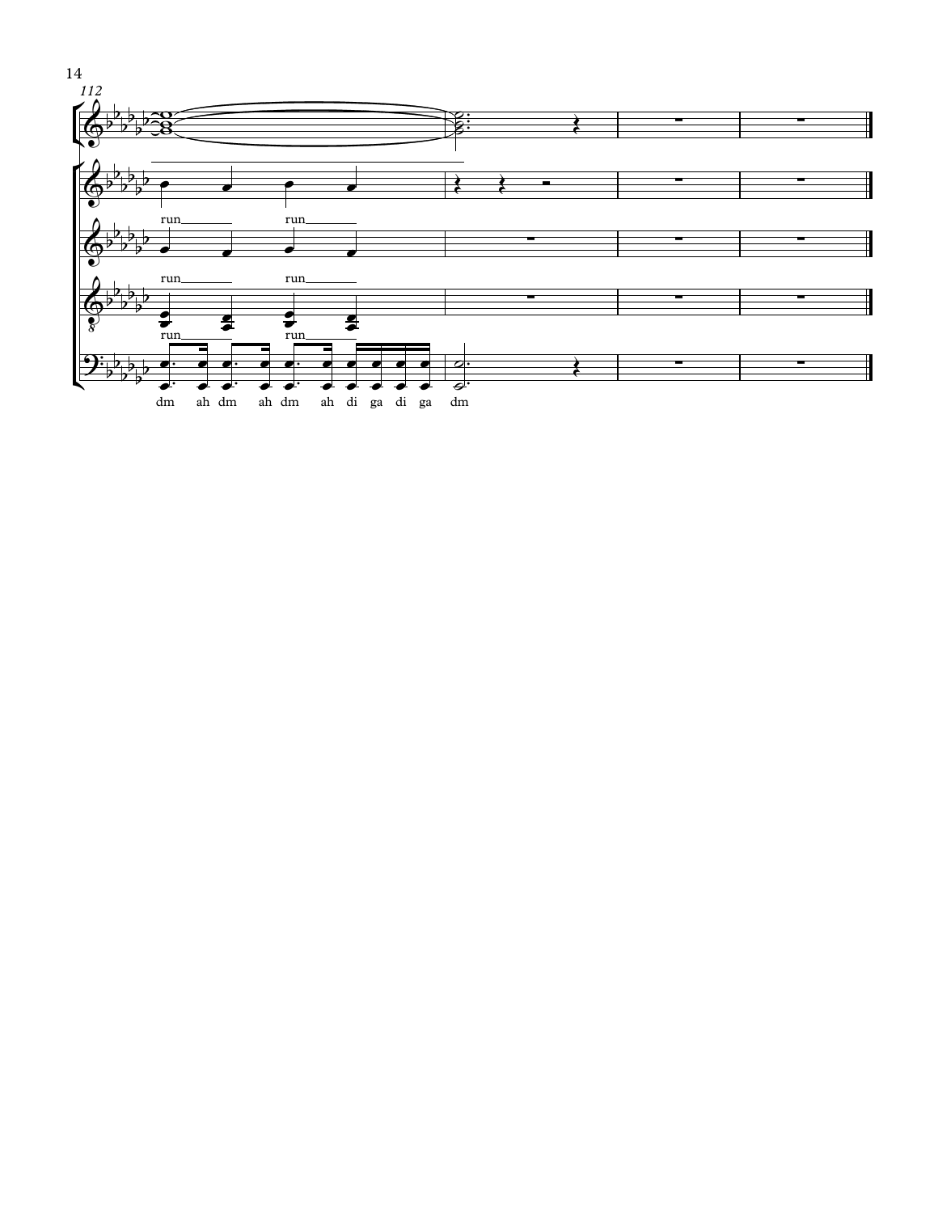112

run run

run run

run run

dm ah dm ah dm ah di ga di ga dm